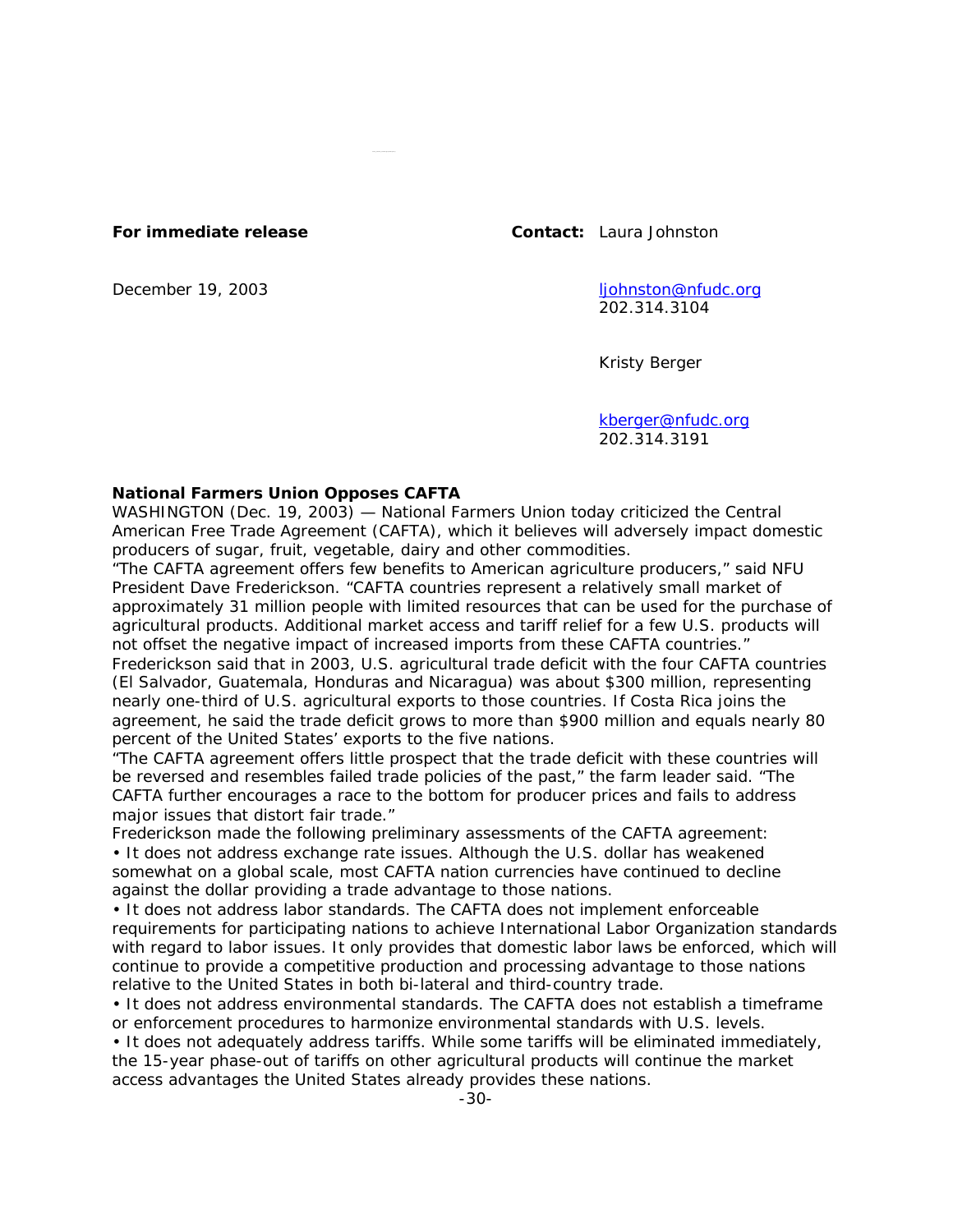**For immediate release**

December 19, 2003

**Contact:** Laura Johnston
ljohnston@nfudc.org
202.314.3104

Kristy Berger
kberger@nfudc.org
202.314.3191

**National Farmers Union Opposes CAFTA**

WASHINGTON (Dec. 19, 2003) — National Farmers Union today criticized the Central American Free Trade Agreement (CAFTA), which it believes will adversely impact domestic producers of sugar, fruit, vegetable, dairy and other commodities.

"The CAFTA agreement offers few benefits to American agriculture producers," said NFU President Dave Frederickson. "CAFTA countries represent a relatively small market of approximately 31 million people with limited resources that can be used for the purchase of agricultural products. Additional market access and tariff relief for a few U.S. products will not offset the negative impact of increased imports from these CAFTA countries."

Frederickson said that in 2003, U.S. agricultural trade deficit with the four CAFTA countries (El Salvador, Guatemala, Honduras and Nicaragua) was about $300 million, representing nearly one-third of U.S. agricultural exports to those countries. If Costa Rica joins the agreement, he said the trade deficit grows to more than $900 million and equals nearly 80 percent of the United States' exports to the five nations.

"The CAFTA agreement offers little prospect that the trade deficit with these countries will be reversed and resembles failed trade policies of the past," the farm leader said. "The CAFTA further encourages a race to the bottom for producer prices and fails to address major issues that distort fair trade."

Frederickson made the following preliminary assessments of the CAFTA agreement:

- It does not address exchange rate issues. Although the U.S. dollar has weakened somewhat on a global scale, most CAFTA nation currencies have continued to decline against the dollar providing a trade advantage to those nations.
- It does not address labor standards. The CAFTA does not implement enforceable requirements for participating nations to achieve International Labor Organization standards with regard to labor issues. It only provides that domestic labor laws be enforced, which will continue to provide a competitive production and processing advantage to those nations relative to the United States in both bi-lateral and third-country trade.
- It does not address environmental standards. The CAFTA does not establish a timeframe or enforcement procedures to harmonize environmental standards with U.S. levels.
- It does not adequately address tariffs. While some tariffs will be eliminated immediately, the 15-year phase-out of tariffs on other agricultural products will continue the market access advantages the United States already provides these nations.

-30-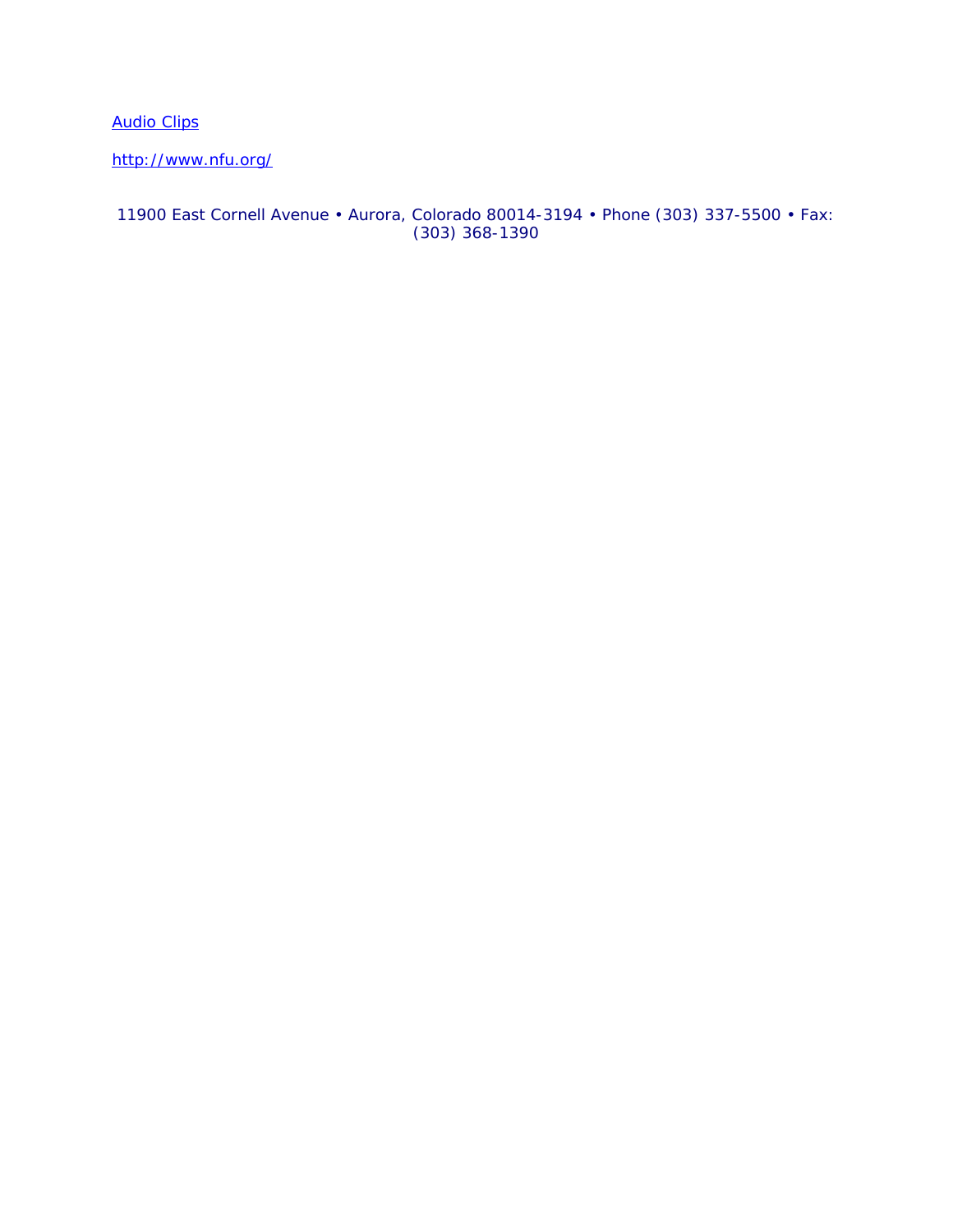[Audio Clips](#)

[http://www.nfu.org/](http://www.nfu.org/)

11900 East Cornell Avenue • Aurora, Colorado 80014-3194 • Phone (303) 337-5500 • Fax: (303) 368-1390